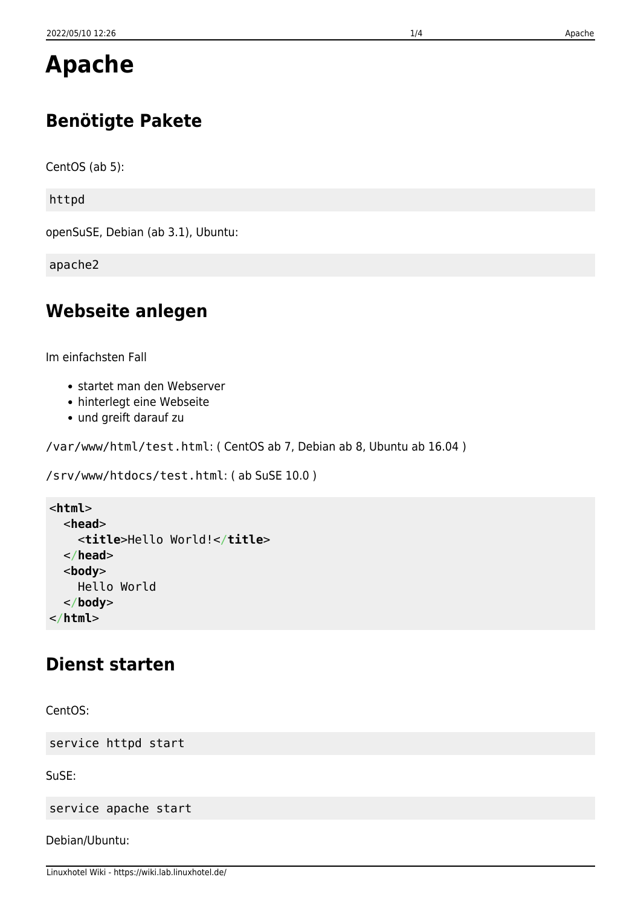# Apache

## Benötigte Pakete

CentOS (ab 5):

```
httpd
```

openSuSE, Debian (ab 3.1), Ubuntu:

```
apache2
```

## Webseite anlegen

Im einfachsten Fall

- startet man den Webserver
- hinterlegt eine Webseite
- und greift darauf zu

`/var/www/html/test.html`: ( CentOS ab 7, Debian ab 8, Ubuntu ab 16.04 )

`/srv/www/htdocs/test.html`: ( ab SuSE 10.0 )

```html
<html>
  <head>
    <title>Hello World!</title>
  </head>
  <body>
    Hello World
  </body>
</html>
```

## Dienst starten

CentOS:

```
service httpd start
```

SuSE:

```
service apache start
```

Debian/Ubuntu: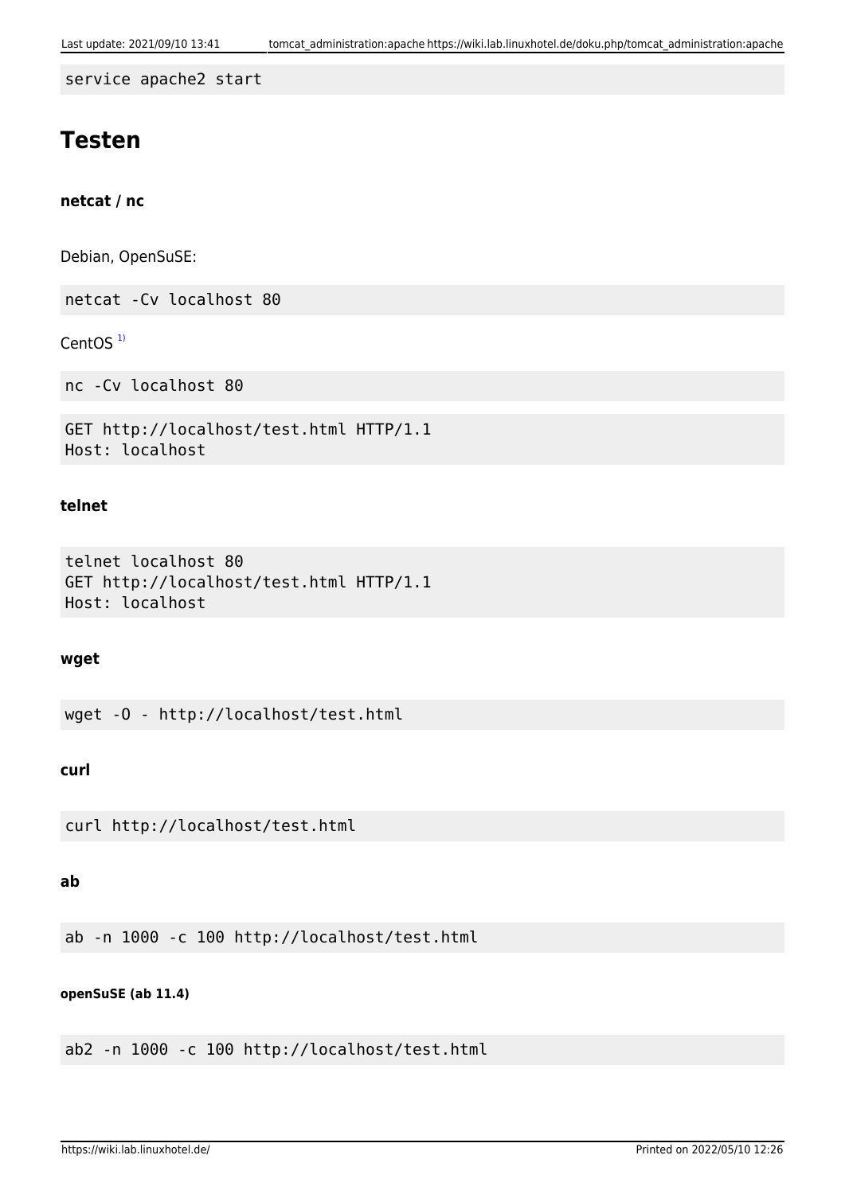```
service apache2 start
```

# Testen

#### netcat / nc

Debian, OpenSuSE:

```
netcat -Cv localhost 80
```

CentOS [1)]

```
nc -Cv localhost 80
```

```
GET http://localhost/test.html HTTP/1.1
Host: localhost
```

#### telnet

```
telnet localhost 80
GET http://localhost/test.html HTTP/1.1
Host: localhost
```

#### wget

```
wget -O - http://localhost/test.html
```

#### curl

```
curl http://localhost/test.html
```

#### ab

```
ab -n 1000 -c 100 http://localhost/test.html
```

##### openSuSE (ab 11.4)

```
ab2 -n 1000 -c 100 http://localhost/test.html
```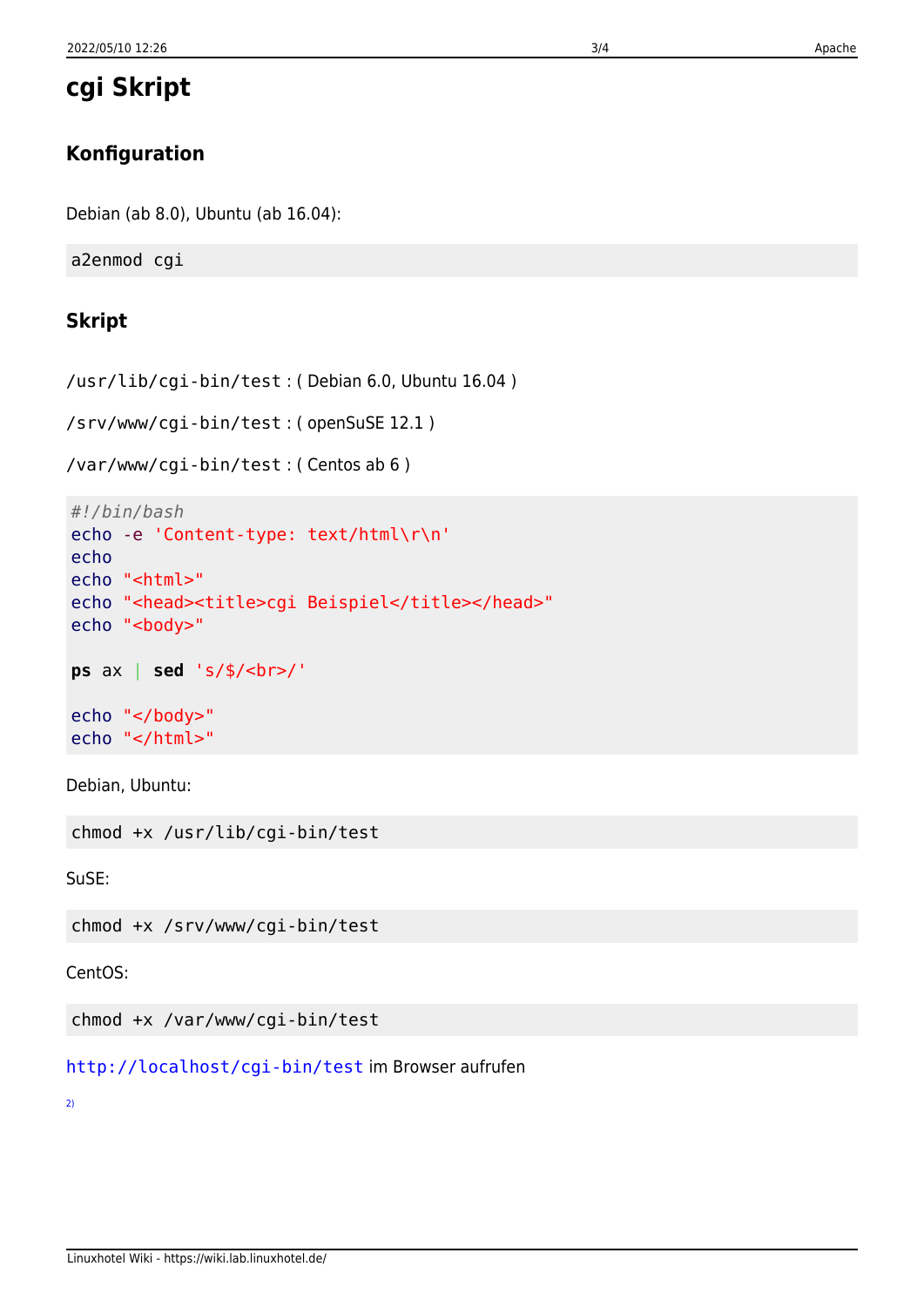# cgi Skript

## Konfiguration

Debian (ab 8.0), Ubuntu (ab 16.04):

```
a2enmod cgi
```

## Skript

`/usr/lib/cgi-bin/test` : ( Debian 6.0, Ubuntu 16.04 )

`/srv/www/cgi-bin/test` : ( openSuSE 12.1 )

`/var/www/cgi-bin/test` : ( Centos ab 6 )

```
#!/bin/bash
echo -e 'Content-type: text/html\r\n'
echo
echo "<html>"
echo "<head><title>cgi Beispiel</title></head>"
echo "<body>"

ps ax | sed 's/$/<br>/'

echo "</body>"
echo "</html>"
```

Debian, Ubuntu:

```
chmod +x /usr/lib/cgi-bin/test
```

SuSE:

```
chmod +x /srv/www/cgi-bin/test
```

CentOS:

```
chmod +x /var/www/cgi-bin/test
```

http://localhost/cgi-bin/test im Browser aufrufen

[2)]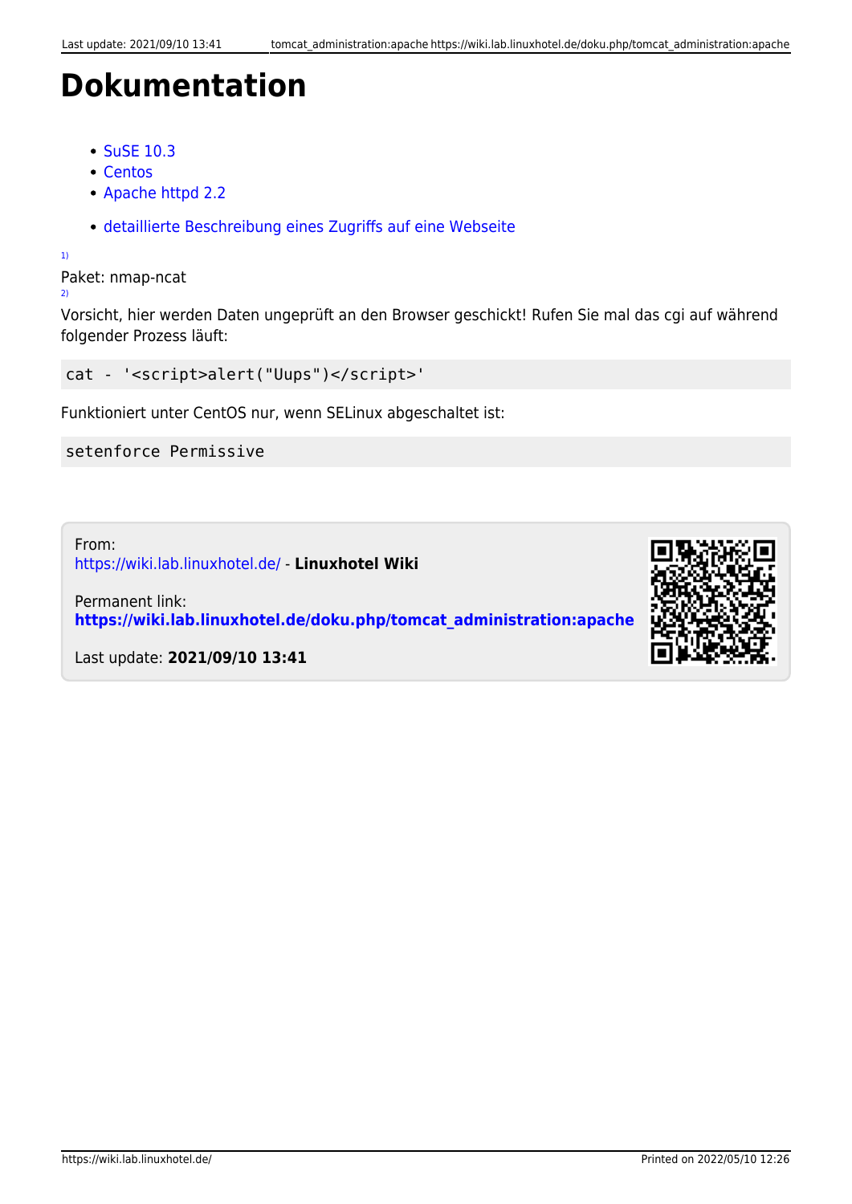# Dokumentation

- SuSE 10.3
- Centos
- Apache httpd 2.2

- detaillierte Beschreibung eines Zugriffs auf eine Webseite

[1]

Paket: nmap-ncat

[2]

Vorsicht, hier werden Daten ungeprüft an den Browser geschickt! Rufen Sie mal das cgi auf während folgender Prozess läuft:

```
cat - '<script>alert("Uups")</script>'
```

Funktioniert unter CentOS nur, wenn SELinux abgeschaltet ist:

```
setenforce Permissive
```

From:
https://wiki.lab.linuxhotel.de/ - **Linuxhotel Wiki**

Permanent link:
**https://wiki.lab.linuxhotel.de/doku.php/tomcat_administration:apache**

Last update: **2021/09/10 13:41**